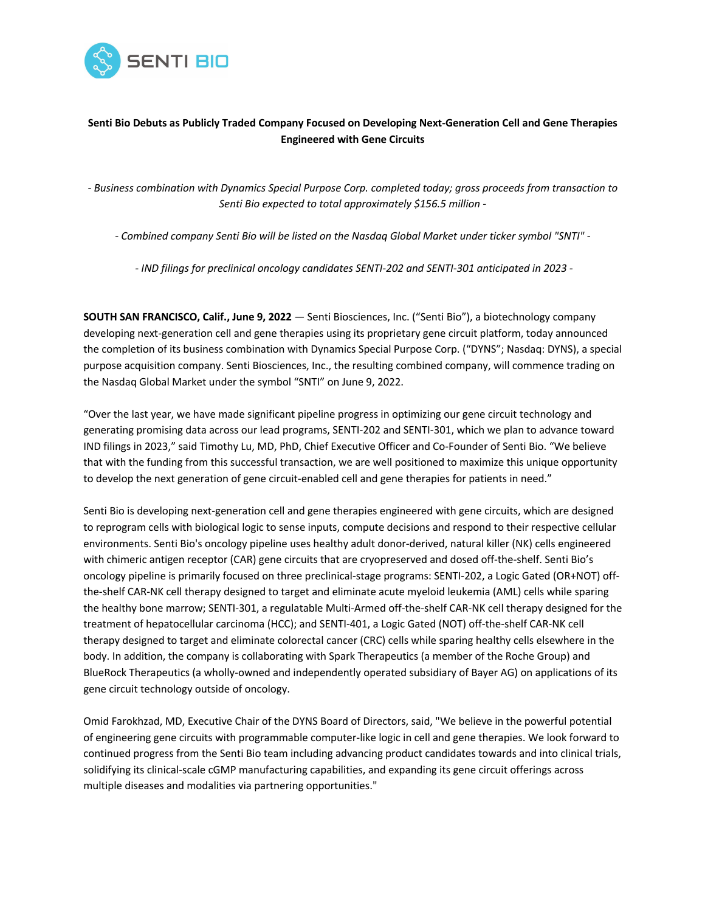SENTI BIO

**Senti Bio Debuts as Publicly Traded Company Focused on Developing Next-Generation Cell and Gene Therapies Engineered with Gene Circuits**

*- Business combination with Dynamics Special Purpose Corp. completed today; gross proceeds from transaction to Senti Bio expected to total approximately $156.5 million -*

*- Combined company Senti Bio will be listed on the Nasdaq Global Market under ticker symbol "SNTI" -*

*- IND filings for preclinical oncology candidates SENTI-202 and SENTI-301 anticipated in 2023 -*

**SOUTH SAN FRANCISCO, Calif., June 9, 2022** — Senti Biosciences, Inc. ("Senti Bio"), a biotechnology company developing next-generation cell and gene therapies using its proprietary gene circuit platform, today announced the completion of its business combination with Dynamics Special Purpose Corp. ("DYNS"; Nasdaq: DYNS), a special purpose acquisition company. Senti Biosciences, Inc., the resulting combined company, will commence trading on the Nasdaq Global Market under the symbol "SNTI" on June 9, 2022.

"Over the last year, we have made significant pipeline progress in optimizing our gene circuit technology and generating promising data across our lead programs, SENTI-202 and SENTI-301, which we plan to advance toward IND filings in 2023," said Timothy Lu, MD, PhD, Chief Executive Officer and Co-Founder of Senti Bio. "We believe that with the funding from this successful transaction, we are well positioned to maximize this unique opportunity to develop the next generation of gene circuit-enabled cell and gene therapies for patients in need."

Senti Bio is developing next-generation cell and gene therapies engineered with gene circuits, which are designed to reprogram cells with biological logic to sense inputs, compute decisions and respond to their respective cellular environments. Senti Bio's oncology pipeline uses healthy adult donor-derived, natural killer (NK) cells engineered with chimeric antigen receptor (CAR) gene circuits that are cryopreserved and dosed off-the-shelf. Senti Bio's oncology pipeline is primarily focused on three preclinical-stage programs: SENTI-202, a Logic Gated (OR+NOT) off-the-shelf CAR-NK cell therapy designed to target and eliminate acute myeloid leukemia (AML) cells while sparing the healthy bone marrow; SENTI-301, a regulatable Multi-Armed off-the-shelf CAR-NK cell therapy designed for the treatment of hepatocellular carcinoma (HCC); and SENTI-401, a Logic Gated (NOT) off-the-shelf CAR-NK cell therapy designed to target and eliminate colorectal cancer (CRC) cells while sparing healthy cells elsewhere in the body. In addition, the company is collaborating with Spark Therapeutics (a member of the Roche Group) and BlueRock Therapeutics (a wholly-owned and independently operated subsidiary of Bayer AG) on applications of its gene circuit technology outside of oncology.

Omid Farokhzad, MD, Executive Chair of the DYNS Board of Directors, said, "We believe in the powerful potential of engineering gene circuits with programmable computer-like logic in cell and gene therapies. We look forward to continued progress from the Senti Bio team including advancing product candidates towards and into clinical trials, solidifying its clinical-scale cGMP manufacturing capabilities, and expanding its gene circuit offerings across multiple diseases and modalities via partnering opportunities."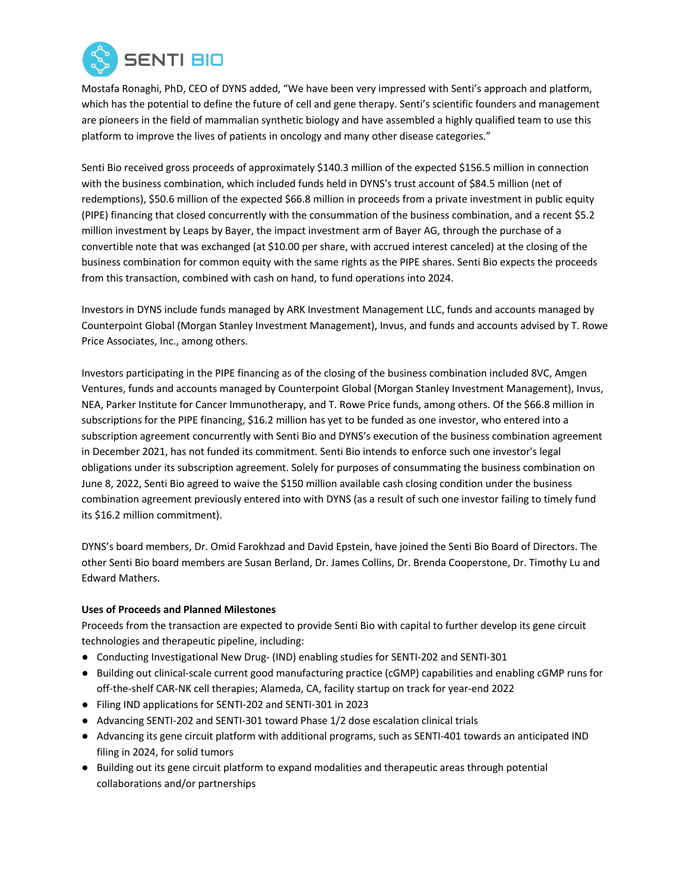Mostafa Ronaghi, PhD, CEO of DYNS added, "We have been very impressed with Senti's approach and platform, which has the potential to define the future of cell and gene therapy. Senti's scientific founders and management are pioneers in the field of mammalian synthetic biology and have assembled a highly qualified team to use this platform to improve the lives of patients in oncology and many other disease categories."

Senti Bio received gross proceeds of approximately $140.3 million of the expected $156.5 million in connection with the business combination, which included funds held in DYNS's trust account of $84.5 million (net of redemptions), $50.6 million of the expected $66.8 million in proceeds from a private investment in public equity (PIPE) financing that closed concurrently with the consummation of the business combination, and a recent $5.2 million investment by Leaps by Bayer, the impact investment arm of Bayer AG, through the purchase of a convertible note that was exchanged (at $10.00 per share, with accrued interest canceled) at the closing of the business combination for common equity with the same rights as the PIPE shares. Senti Bio expects the proceeds from this transaction, combined with cash on hand, to fund operations into 2024.

Investors in DYNS include funds managed by ARK Investment Management LLC, funds and accounts managed by Counterpoint Global (Morgan Stanley Investment Management), Invus, and funds and accounts advised by T. Rowe Price Associates, Inc., among others.

Investors participating in the PIPE financing as of the closing of the business combination included 8VC, Amgen Ventures, funds and accounts managed by Counterpoint Global (Morgan Stanley Investment Management), Invus, NEA, Parker Institute for Cancer Immunotherapy, and T. Rowe Price funds, among others. Of the $66.8 million in subscriptions for the PIPE financing, $16.2 million has yet to be funded as one investor, who entered into a subscription agreement concurrently with Senti Bio and DYNS's execution of the business combination agreement in December 2021, has not funded its commitment. Senti Bio intends to enforce such one investor's legal obligations under its subscription agreement. Solely for purposes of consummating the business combination on June 8, 2022, Senti Bio agreed to waive the $150 million available cash closing condition under the business combination agreement previously entered into with DYNS (as a result of such one investor failing to timely fund its $16.2 million commitment).

DYNS's board members, Dr. Omid Farokhzad and David Epstein, have joined the Senti Bio Board of Directors. The other Senti Bio board members are Susan Berland, Dr. James Collins, Dr. Brenda Cooperstone, Dr. Timothy Lu and Edward Mathers.

**Uses of Proceeds and Planned Milestones**

Proceeds from the transaction are expected to provide Senti Bio with capital to further develop its gene circuit technologies and therapeutic pipeline, including:

- Conducting Investigational New Drug- (IND) enabling studies for SENTI-202 and SENTI-301
- Building out clinical-scale current good manufacturing practice (cGMP) capabilities and enabling cGMP runs for off-the-shelf CAR-NK cell therapies; Alameda, CA, facility startup on track for year-end 2022
- Filing IND applications for SENTI-202 and SENTI-301 in 2023
- Advancing SENTI-202 and SENTI-301 toward Phase 1/2 dose escalation clinical trials
- Advancing its gene circuit platform with additional programs, such as SENTI-401 towards an anticipated IND filing in 2024, for solid tumors
- Building out its gene circuit platform to expand modalities and therapeutic areas through potential collaborations and/or partnerships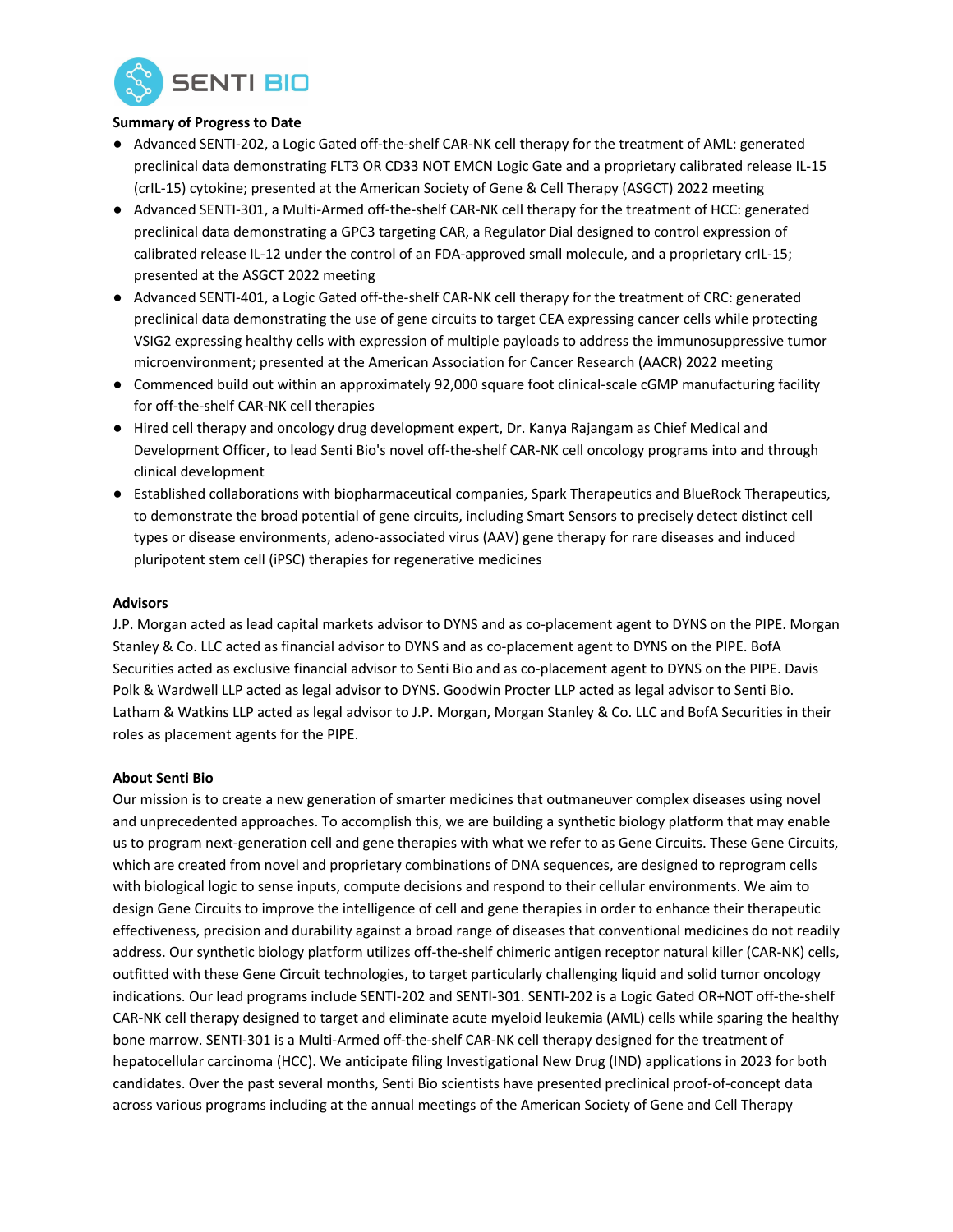**Summary of Progress to Date**

- Advanced SENTI-202, a Logic Gated off-the-shelf CAR-NK cell therapy for the treatment of AML: generated preclinical data demonstrating FLT3 OR CD33 NOT EMCN Logic Gate and a proprietary calibrated release IL-15 (crIL-15) cytokine; presented at the American Society of Gene & Cell Therapy (ASGCT) 2022 meeting
- Advanced SENTI-301, a Multi-Armed off-the-shelf CAR-NK cell therapy for the treatment of HCC: generated preclinical data demonstrating a GPC3 targeting CAR, a Regulator Dial designed to control expression of calibrated release IL-12 under the control of an FDA-approved small molecule, and a proprietary crIL-15; presented at the ASGCT 2022 meeting
- Advanced SENTI-401, a Logic Gated off-the-shelf CAR-NK cell therapy for the treatment of CRC: generated preclinical data demonstrating the use of gene circuits to target CEA expressing cancer cells while protecting VSIG2 expressing healthy cells with expression of multiple payloads to address the immunosuppressive tumor microenvironment; presented at the American Association for Cancer Research (AACR) 2022 meeting
- Commenced build out within an approximately 92,000 square foot clinical-scale cGMP manufacturing facility for off-the-shelf CAR-NK cell therapies
- Hired cell therapy and oncology drug development expert, Dr. Kanya Rajangam as Chief Medical and Development Officer, to lead Senti Bio's novel off-the-shelf CAR-NK cell oncology programs into and through clinical development
- Established collaborations with biopharmaceutical companies, Spark Therapeutics and BlueRock Therapeutics, to demonstrate the broad potential of gene circuits, including Smart Sensors to precisely detect distinct cell types or disease environments, adeno-associated virus (AAV) gene therapy for rare diseases and induced pluripotent stem cell (iPSC) therapies for regenerative medicines

**Advisors**

J.P. Morgan acted as lead capital markets advisor to DYNS and as co-placement agent to DYNS on the PIPE. Morgan Stanley & Co. LLC acted as financial advisor to DYNS and as co-placement agent to DYNS on the PIPE. BofA Securities acted as exclusive financial advisor to Senti Bio and as co-placement agent to DYNS on the PIPE. Davis Polk & Wardwell LLP acted as legal advisor to DYNS. Goodwin Procter LLP acted as legal advisor to Senti Bio. Latham & Watkins LLP acted as legal advisor to J.P. Morgan, Morgan Stanley & Co. LLC and BofA Securities in their roles as placement agents for the PIPE.

**About Senti Bio**

Our mission is to create a new generation of smarter medicines that outmaneuver complex diseases using novel and unprecedented approaches. To accomplish this, we are building a synthetic biology platform that may enable us to program next-generation cell and gene therapies with what we refer to as Gene Circuits. These Gene Circuits, which are created from novel and proprietary combinations of DNA sequences, are designed to reprogram cells with biological logic to sense inputs, compute decisions and respond to their cellular environments. We aim to design Gene Circuits to improve the intelligence of cell and gene therapies in order to enhance their therapeutic effectiveness, precision and durability against a broad range of diseases that conventional medicines do not readily address. Our synthetic biology platform utilizes off-the-shelf chimeric antigen receptor natural killer (CAR-NK) cells, outfitted with these Gene Circuit technologies, to target particularly challenging liquid and solid tumor oncology indications. Our lead programs include SENTI-202 and SENTI-301. SENTI-202 is a Logic Gated OR+NOT off-the-shelf CAR-NK cell therapy designed to target and eliminate acute myeloid leukemia (AML) cells while sparing the healthy bone marrow. SENTI-301 is a Multi-Armed off-the-shelf CAR-NK cell therapy designed for the treatment of hepatocellular carcinoma (HCC). We anticipate filing Investigational New Drug (IND) applications in 2023 for both candidates. Over the past several months, Senti Bio scientists have presented preclinical proof-of-concept data across various programs including at the annual meetings of the American Society of Gene and Cell Therapy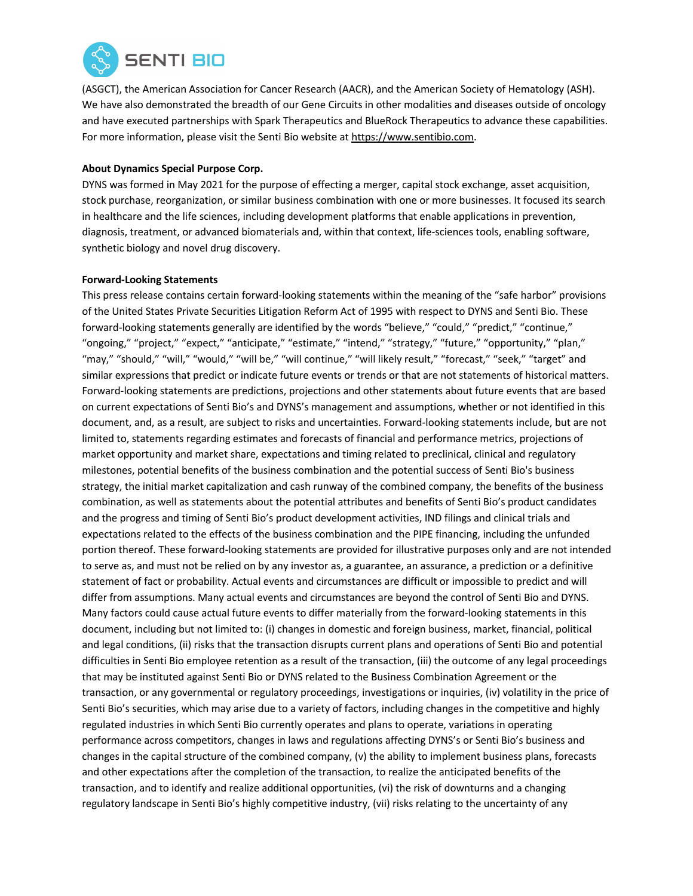(ASGCT), the American Association for Cancer Research (AACR), and the American Society of Hematology (ASH). We have also demonstrated the breadth of our Gene Circuits in other modalities and diseases outside of oncology and have executed partnerships with Spark Therapeutics and BlueRock Therapeutics to advance these capabilities. For more information, please visit the Senti Bio website at https://www.sentibio.com.

**About Dynamics Special Purpose Corp.**

DYNS was formed in May 2021 for the purpose of effecting a merger, capital stock exchange, asset acquisition, stock purchase, reorganization, or similar business combination with one or more businesses. It focused its search in healthcare and the life sciences, including development platforms that enable applications in prevention, diagnosis, treatment, or advanced biomaterials and, within that context, life-sciences tools, enabling software, synthetic biology and novel drug discovery.

**Forward-Looking Statements**

This press release contains certain forward-looking statements within the meaning of the "safe harbor" provisions of the United States Private Securities Litigation Reform Act of 1995 with respect to DYNS and Senti Bio. These forward-looking statements generally are identified by the words "believe," "could," "predict," "continue," "ongoing," "project," "expect," "anticipate," "estimate," "intend," "strategy," "future," "opportunity," "plan," "may," "should," "will," "would," "will be," "will continue," "will likely result," "forecast," "seek," "target" and similar expressions that predict or indicate future events or trends or that are not statements of historical matters. Forward-looking statements are predictions, projections and other statements about future events that are based on current expectations of Senti Bio's and DYNS's management and assumptions, whether or not identified in this document, and, as a result, are subject to risks and uncertainties. Forward-looking statements include, but are not limited to, statements regarding estimates and forecasts of financial and performance metrics, projections of market opportunity and market share, expectations and timing related to preclinical, clinical and regulatory milestones, potential benefits of the business combination and the potential success of Senti Bio's business strategy, the initial market capitalization and cash runway of the combined company, the benefits of the business combination, as well as statements about the potential attributes and benefits of Senti Bio's product candidates and the progress and timing of Senti Bio's product development activities, IND filings and clinical trials and expectations related to the effects of the business combination and the PIPE financing, including the unfunded portion thereof. These forward-looking statements are provided for illustrative purposes only and are not intended to serve as, and must not be relied on by any investor as, a guarantee, an assurance, a prediction or a definitive statement of fact or probability. Actual events and circumstances are difficult or impossible to predict and will differ from assumptions. Many actual events and circumstances are beyond the control of Senti Bio and DYNS. Many factors could cause actual future events to differ materially from the forward-looking statements in this document, including but not limited to: (i) changes in domestic and foreign business, market, financial, political and legal conditions, (ii) risks that the transaction disrupts current plans and operations of Senti Bio and potential difficulties in Senti Bio employee retention as a result of the transaction, (iii) the outcome of any legal proceedings that may be instituted against Senti Bio or DYNS related to the Business Combination Agreement or the transaction, or any governmental or regulatory proceedings, investigations or inquiries, (iv) volatility in the price of Senti Bio's securities, which may arise due to a variety of factors, including changes in the competitive and highly regulated industries in which Senti Bio currently operates and plans to operate, variations in operating performance across competitors, changes in laws and regulations affecting DYNS's or Senti Bio's business and changes in the capital structure of the combined company, (v) the ability to implement business plans, forecasts and other expectations after the completion of the transaction, to realize the anticipated benefits of the transaction, and to identify and realize additional opportunities, (vi) the risk of downturns and a changing regulatory landscape in Senti Bio's highly competitive industry, (vii) risks relating to the uncertainty of any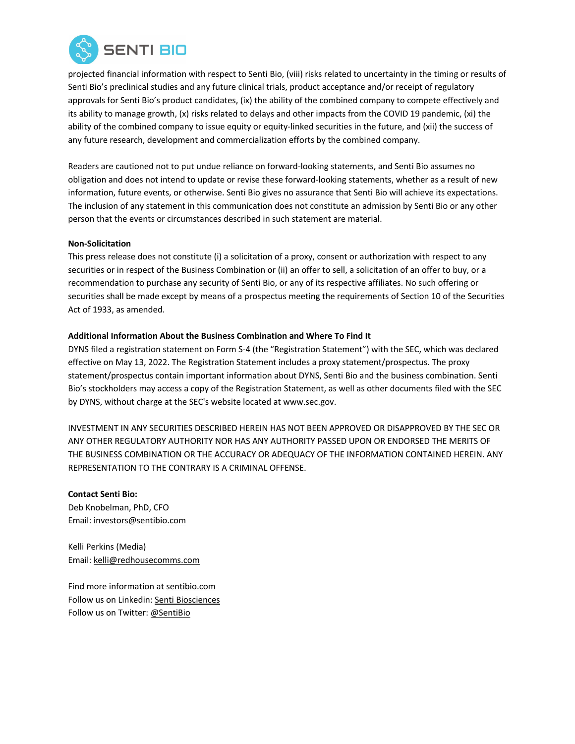projected financial information with respect to Senti Bio, (viii) risks related to uncertainty in the timing or results of Senti Bio's preclinical studies and any future clinical trials, product acceptance and/or receipt of regulatory approvals for Senti Bio's product candidates, (ix) the ability of the combined company to compete effectively and its ability to manage growth, (x) risks related to delays and other impacts from the COVID 19 pandemic, (xi) the ability of the combined company to issue equity or equity-linked securities in the future, and (xii) the success of any future research, development and commercialization efforts by the combined company.

Readers are cautioned not to put undue reliance on forward-looking statements, and Senti Bio assumes no obligation and does not intend to update or revise these forward-looking statements, whether as a result of new information, future events, or otherwise. Senti Bio gives no assurance that Senti Bio will achieve its expectations. The inclusion of any statement in this communication does not constitute an admission by Senti Bio or any other person that the events or circumstances described in such statement are material.

**Non-Solicitation**

This press release does not constitute (i) a solicitation of a proxy, consent or authorization with respect to any securities or in respect of the Business Combination or (ii) an offer to sell, a solicitation of an offer to buy, or a recommendation to purchase any security of Senti Bio, or any of its respective affiliates. No such offering or securities shall be made except by means of a prospectus meeting the requirements of Section 10 of the Securities Act of 1933, as amended.

**Additional Information About the Business Combination and Where To Find It**

DYNS filed a registration statement on Form S-4 (the "Registration Statement") with the SEC, which was declared effective on May 13, 2022. The Registration Statement includes a proxy statement/prospectus. The proxy statement/prospectus contain important information about DYNS, Senti Bio and the business combination. Senti Bio's stockholders may access a copy of the Registration Statement, as well as other documents filed with the SEC by DYNS, without charge at the SEC's website located at www.sec.gov.

INVESTMENT IN ANY SECURITIES DESCRIBED HEREIN HAS NOT BEEN APPROVED OR DISAPPROVED BY THE SEC OR ANY OTHER REGULATORY AUTHORITY NOR HAS ANY AUTHORITY PASSED UPON OR ENDORSED THE MERITS OF THE BUSINESS COMBINATION OR THE ACCURACY OR ADEQUACY OF THE INFORMATION CONTAINED HEREIN. ANY REPRESENTATION TO THE CONTRARY IS A CRIMINAL OFFENSE.

**Contact Senti Bio:**

Deb Knobelman, PhD, CFO
Email: investors@sentibio.com

Kelli Perkins (Media)
Email: kelli@redhousecomms.com

Find more information at sentibio.com
Follow us on Linkedin: Senti Biosciences
Follow us on Twitter: @SentiBio